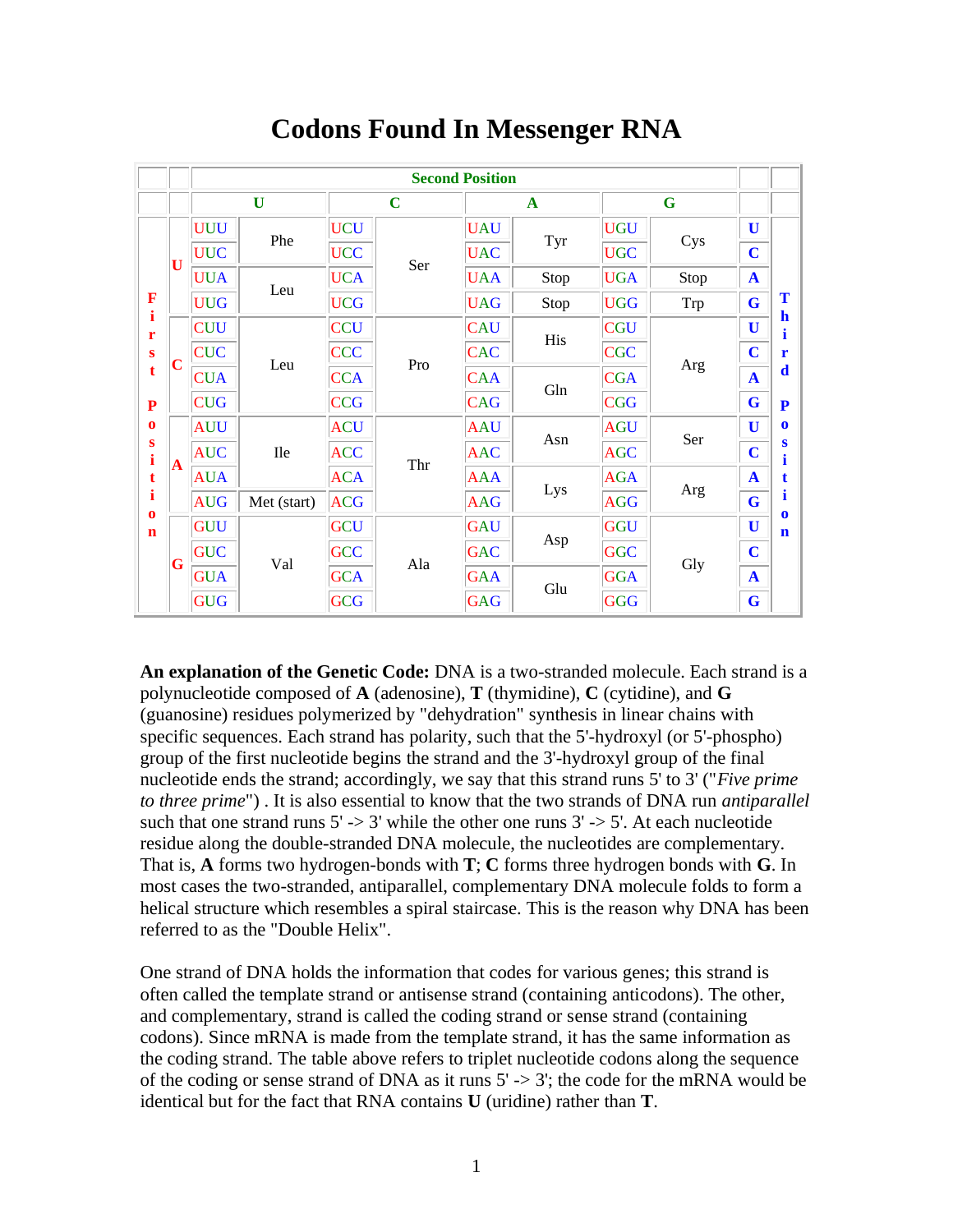# Codons Found In Messenger RNA

| First Position | Second Position: U | | Second Position: C | | Second Position: A | | Second Position: G | | Third Position |
|---|---|---|---|---|---|---|---|---|---|
| U | UUU | Phe | UCU | Ser | UAU | Tyr | UGU | Cys | U |
| U | UUC | Phe | UCC | Ser | UAC | Tyr | UGC | Cys | C |
| U | UUA | Leu | UCA | Ser | UAA | Stop | UGA | Stop | A |
| U | UUG | Leu | UCG | Ser | UAG | Stop | UGG | Trp | G |
| C | CUU | Leu | CCU | Pro | CAU | His | CGU | Arg | U |
| C | CUC | Leu | CCC | Pro | CAC | His | CGC | Arg | C |
| C | CUA | Leu | CCA | Pro | CAA | Gln | CGA | Arg | A |
| C | CUG | Leu | CCG | Pro | CAG | Gln | CGG | Arg | G |
| A | AUU | Ile | ACU | Thr | AAU | Asn | AGU | Ser | U |
| A | AUC | Ile | ACC | Thr | AAC | Asn | AGC | Ser | C |
| A | AUA | Ile | ACA | Thr | AAA | Lys | AGA | Arg | A |
| A | AUG | Met (start) | ACG | Thr | AAG | Lys | AGG | Arg | G |
| G | GUU | Val | GCU | Ala | GAU | Asp | GGU | Gly | U |
| G | GUC | Val | GCC | Ala | GAC | Asp | GGC | Gly | C |
| G | GUA | Val | GCA | Ala | GAA | Glu | GGA | Gly | A |
| G | GUG | Val | GCG | Ala | GAG | Glu | GGG | Gly | G |

**An explanation of the Genetic Code:** DNA is a two-stranded molecule. Each strand is a polynucleotide composed of **A** (adenosine), **T** (thymidine), **C** (cytidine), and **G** (guanosine) residues polymerized by "dehydration" synthesis in linear chains with specific sequences. Each strand has polarity, such that the 5'-hydroxyl (or 5'-phospho) group of the first nucleotide begins the strand and the 3'-hydroxyl group of the final nucleotide ends the strand; accordingly, we say that this strand runs 5' to 3' ("*Five prime to three prime*") . It is also essential to know that the two strands of DNA run *antiparallel* such that one strand runs 5' -> 3' while the other one runs 3' -> 5'. At each nucleotide residue along the double-stranded DNA molecule, the nucleotides are complementary. That is, **A** forms two hydrogen-bonds with **T**; **C** forms three hydrogen bonds with **G**. In most cases the two-stranded, antiparallel, complementary DNA molecule folds to form a helical structure which resembles a spiral staircase. This is the reason why DNA has been referred to as the "Double Helix".

One strand of DNA holds the information that codes for various genes; this strand is often called the template strand or antisense strand (containing anticodons). The other, and complementary, strand is called the coding strand or sense strand (containing codons). Since mRNA is made from the template strand, it has the same information as the coding strand. The table above refers to triplet nucleotide codons along the sequence of the coding or sense strand of DNA as it runs 5' -> 3'; the code for the mRNA would be identical but for the fact that RNA contains **U** (uridine) rather than **T**.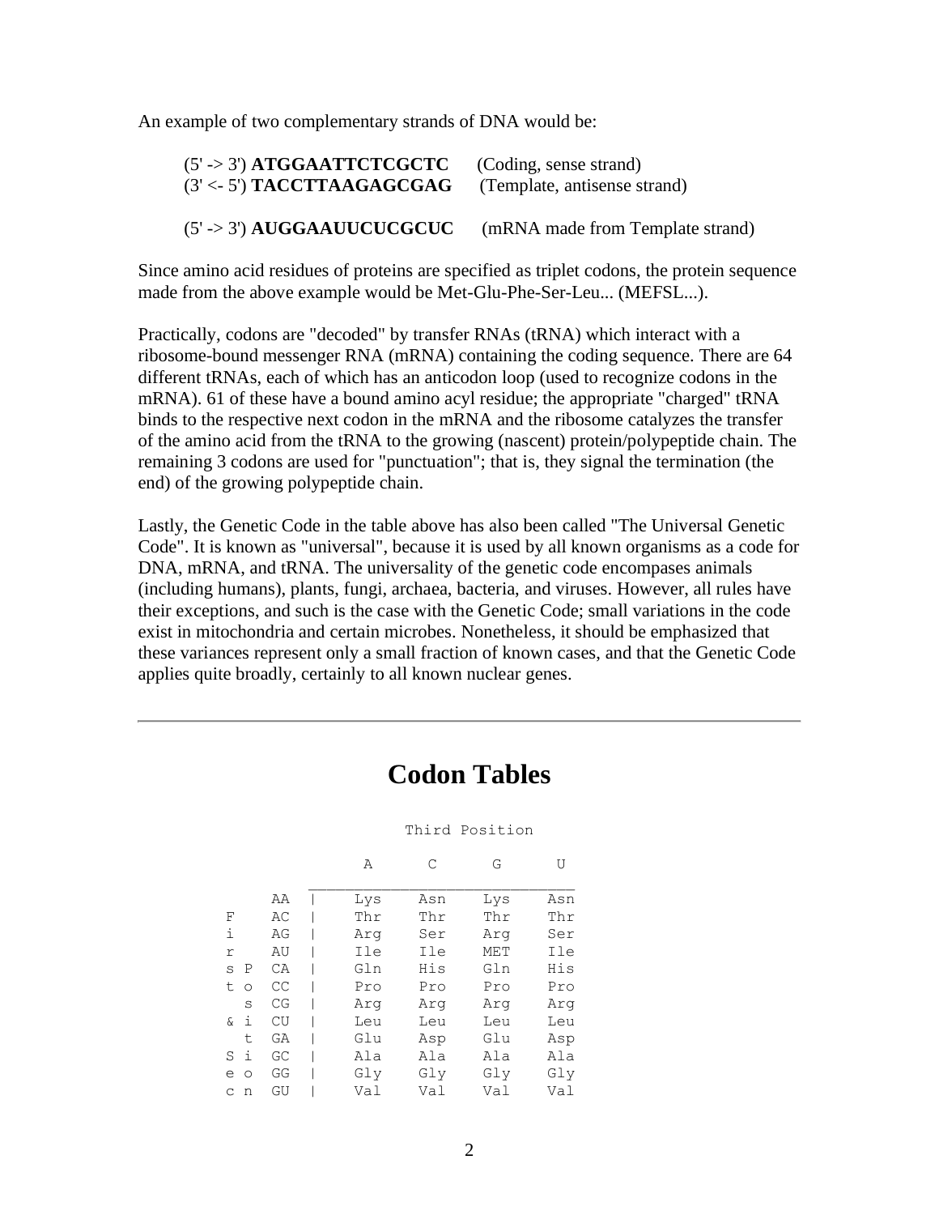An example of two complementary strands of DNA would be:

(5' -> 3') **ATGGAATTCTCGCTC** (Coding, sense strand)
(3' <- 5') **TACCTTAAGAGCGAG** (Template, antisense strand)

(5' -> 3') **AUGGAAUUCUCGCUC** (mRNA made from Template strand)

Since amino acid residues of proteins are specified as triplet codons, the protein sequence made from the above example would be Met-Glu-Phe-Ser-Leu... (MEFSL...).

Practically, codons are "decoded" by transfer RNAs (tRNA) which interact with a ribosome-bound messenger RNA (mRNA) containing the coding sequence. There are 64 different tRNAs, each of which has an anticodon loop (used to recognize codons in the mRNA). 61 of these have a bound amino acyl residue; the appropriate "charged" tRNA binds to the respective next codon in the mRNA and the ribosome catalyzes the transfer of the amino acid from the tRNA to the growing (nascent) protein/polypeptide chain. The remaining 3 codons are used for "punctuation"; that is, they signal the termination (the end) of the growing polypeptide chain.

Lastly, the Genetic Code in the table above has also been called "The Universal Genetic Code". It is known as "universal", because it is used by all known organisms as a code for DNA, mRNA, and tRNA. The universality of the genetic code encompases animals (including humans), plants, fungi, archaea, bacteria, and viruses. However, all rules have their exceptions, and such is the case with the Genetic Code; small variations in the code exist in mitochondria and certain microbes. Nonetheless, it should be emphasized that these variances represent only a small fraction of known cases, and that the Genetic Code applies quite broadly, certainly to all known nuclear genes.

---

# Codon Tables

| First & Second Position | Third Position: A | C | G | U |
|---|---|---|---|---|
| AA | Lys | Asn | Lys | Asn |
| AC | Thr | Thr | Thr | Thr |
| AG | Arg | Ser | Arg | Ser |
| AU | Ile | Ile | MET | Ile |
| CA | Gln | His | Gln | His |
| CC | Pro | Pro | Pro | Pro |
| CG | Arg | Arg | Arg | Arg |
| CU | Leu | Leu | Leu | Leu |
| GA | Glu | Asp | Glu | Asp |
| GC | Ala | Ala | Ala | Ala |
| GG | Gly | Gly | Gly | Gly |
| GU | Val | Val | Val | Val |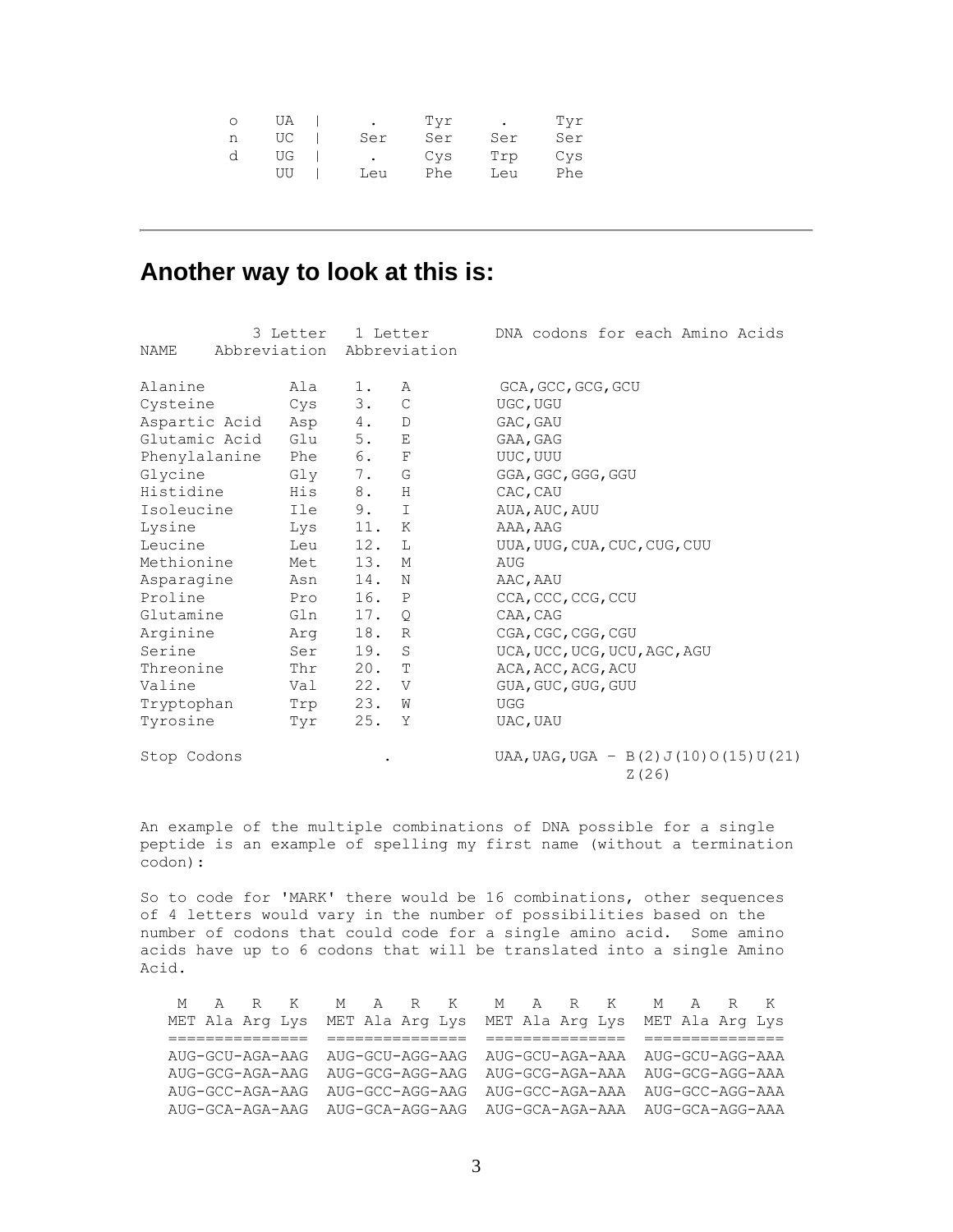```
o    UA  |     .     Tyr     .     Tyr
n    UC  |    Ser    Ser    Ser    Ser
d    UG  |     .     Cys    Trp    Cys
     UU  |    Leu    Phe    Leu    Phe
```

---

## Another way to look at this is:

| NAME | 3 Letter Abbreviation | 1 Letter Abbreviation | DNA codons for each Amino Acids |
|---|---|---|---|
| Alanine | Ala | 1. A | GCA,GCC,GCG,GCU |
| Cysteine | Cys | 3. C | UGC,UGU |
| Aspartic Acid | Asp | 4. D | GAC,GAU |
| Glutamic Acid | Glu | 5. E | GAA,GAG |
| Phenylalanine | Phe | 6. F | UUC,UUU |
| Glycine | Gly | 7. G | GGA,GGC,GGG,GGU |
| Histidine | His | 8. H | CAC,CAU |
| Isoleucine | Ile | 9. I | AUA,AUC,AUU |
| Lysine | Lys | 11. K | AAA,AAG |
| Leucine | Leu | 12. L | UUA,UUG,CUA,CUC,CUG,CUU |
| Methionine | Met | 13. M | AUG |
| Asparagine | Asn | 14. N | AAC,AAU |
| Proline | Pro | 16. P | CCA,CCC,CCG,CCU |
| Glutamine | Gln | 17. Q | CAA,CAG |
| Arginine | Arg | 18. R | CGA,CGC,CGG,CGU |
| Serine | Ser | 19. S | UCA,UCC,UCG,UCU,AGC,AGU |
| Threonine | Thr | 20. T | ACA,ACC,ACG,ACU |
| Valine | Val | 22. V | GUA,GUC,GUG,GUU |
| Tryptophan | Trp | 23. W | UGG |
| Tyrosine | Tyr | 25. Y | UAC,UAU |
| Stop Codons | | . | UAA,UAG,UGA - B(2)J(10)O(15)U(21) Z(26) |

An example of the multiple combinations of DNA possible for a single peptide is an example of spelling my first name (without a termination codon):

So to code for 'MARK' there would be 16 combinations, other sequences of 4 letters would vary in the number of possibilities based on the number of codons that could code for a single amino acid. Some amino acids have up to 6 codons that will be translated into a single Amino Acid.

```
  M   A   R   K     M   A   R   K     M   A   R   K     M   A   R   K
 MET Ala Arg Lys   MET Ala Arg Lys   MET Ala Arg Lys   MET Ala Arg Lys
 ===============   ===============   ===============   ===============
 AUG-GCU-AGA-AAG   AUG-GCU-AGG-AAG   AUG-GCU-AGA-AAA   AUG-GCU-AGG-AAA
 AUG-GCG-AGA-AAG   AUG-GCG-AGG-AAG   AUG-GCG-AGA-AAA   AUG-GCG-AGG-AAA
 AUG-GCC-AGA-AAG   AUG-GCC-AGG-AAG   AUG-GCC-AGA-AAA   AUG-GCC-AGG-AAA
 AUG-GCA-AGA-AAG   AUG-GCA-AGG-AAG   AUG-GCA-AGA-AAA   AUG-GCA-AGG-AAA
```